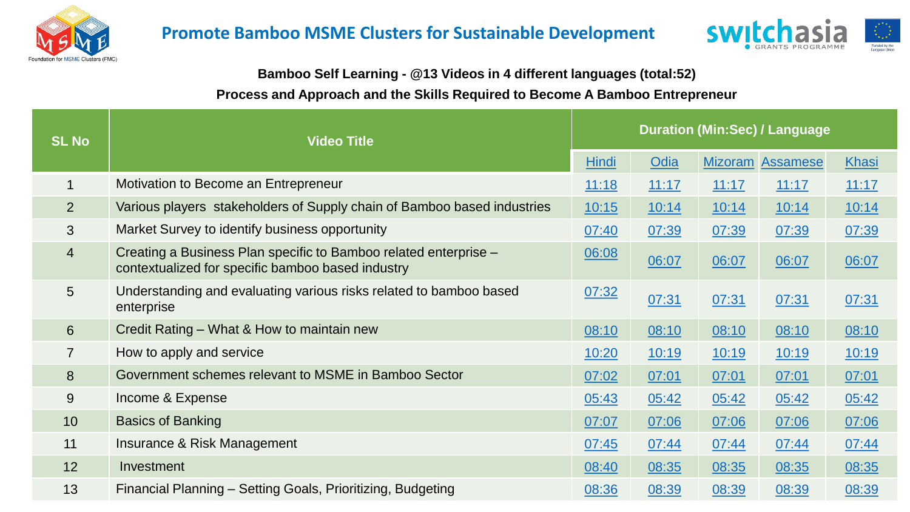# Promote Bamboo MSME Clusters for Sustainable Development

Foundation for MSME Clusters (FMC)

switchasia GRANTS PROGRAMME

Funded by the European Union

**Bamboo Self Learning - @13 Videos in 4 different languages (total:52)**

**Process and Approach and the Skills Required to Become A Bamboo Entrepreneur**

| SL No | Video Title | Duration (Min:Sec) / Language | | | | |
|---|---|---|---|---|---|---|
| | | Hindi | Odia | Mizoram | Assamese | Khasi |
| 1 | Motivation to Become an Entrepreneur | 11:18 | 11:17 | 11:17 | 11:17 | 11:17 |
| 2 | Various players stakeholders of Supply chain of Bamboo based industries | 10:15 | 10:14 | 10:14 | 10:14 | 10:14 |
| 3 | Market Survey to identify business opportunity | 07:40 | 07:39 | 07:39 | 07:39 | 07:39 |
| 4 | Creating a Business Plan specific to Bamboo related enterprise – contextualized for specific bamboo based industry | 06:08 | 06:07 | 06:07 | 06:07 | 06:07 |
| 5 | Understanding and evaluating various risks related to bamboo based enterprise | 07:32 | 07:31 | 07:31 | 07:31 | 07:31 |
| 6 | Credit Rating – What & How to maintain new | 08:10 | 08:10 | 08:10 | 08:10 | 08:10 |
| 7 | How to apply and service | 10:20 | 10:19 | 10:19 | 10:19 | 10:19 |
| 8 | Government schemes relevant to MSME in Bamboo Sector | 07:02 | 07:01 | 07:01 | 07:01 | 07:01 |
| 9 | Income & Expense | 05:43 | 05:42 | 05:42 | 05:42 | 05:42 |
| 10 | Basics of Banking | 07:07 | 07:06 | 07:06 | 07:06 | 07:06 |
| 11 | Insurance & Risk Management | 07:45 | 07:44 | 07:44 | 07:44 | 07:44 |
| 12 | Investment | 08:40 | 08:35 | 08:35 | 08:35 | 08:35 |
| 13 | Financial Planning – Setting Goals, Prioritizing, Budgeting | 08:36 | 08:39 | 08:39 | 08:39 | 08:39 |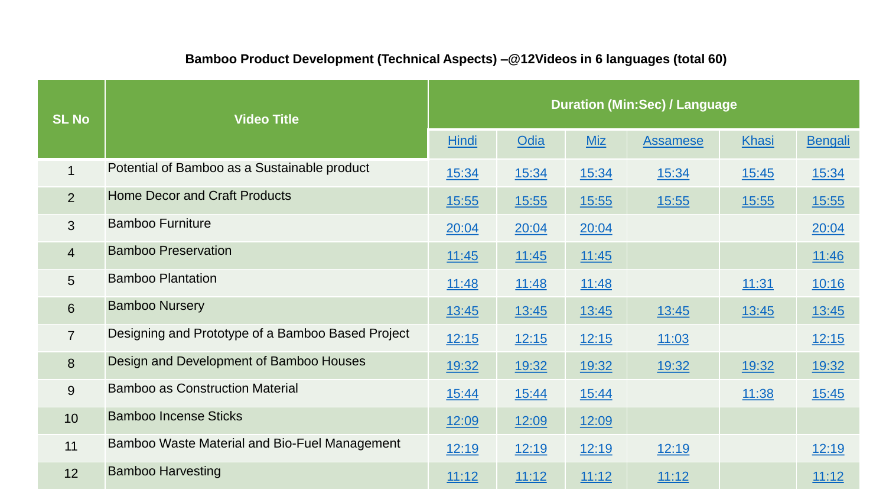**Bamboo Product Development (Technical Aspects) –@12Videos in 6 languages (total 60)**

| SL No | Video Title | Duration (Min:Sec) / Language | | | | | |
|---|---|---|---|---|---|---|---|
| | | Hindi | Odia | Miz | Assamese | Khasi | Bengali |
| 1 | Potential of Bamboo as a Sustainable product | 15:34 | 15:34 | 15:34 | 15:34 | 15:45 | 15:34 |
| 2 | Home Decor and Craft Products | 15:55 | 15:55 | 15:55 | 15:55 | 15:55 | 15:55 |
| 3 | Bamboo Furniture | 20:04 | 20:04 | 20:04 | | | 20:04 |
| 4 | Bamboo Preservation | 11:45 | 11:45 | 11:45 | | | 11:46 |
| 5 | Bamboo Plantation | 11:48 | 11:48 | 11:48 | | 11:31 | 10:16 |
| 6 | Bamboo Nursery | 13:45 | 13:45 | 13:45 | 13:45 | 13:45 | 13:45 |
| 7 | Designing and Prototype of a Bamboo Based Project | 12:15 | 12:15 | 12:15 | 11:03 | | 12:15 |
| 8 | Design and Development of Bamboo Houses | 19:32 | 19:32 | 19:32 | 19:32 | 19:32 | 19:32 |
| 9 | Bamboo as Construction Material | 15:44 | 15:44 | 15:44 | | 11:38 | 15:45 |
| 10 | Bamboo Incense Sticks | 12:09 | 12:09 | 12:09 | | | |
| 11 | Bamboo Waste Material and Bio-Fuel Management | 12:19 | 12:19 | 12:19 | 12:19 | | 12:19 |
| 12 | Bamboo Harvesting | 11:12 | 11:12 | 11:12 | 11:12 | | 11:12 |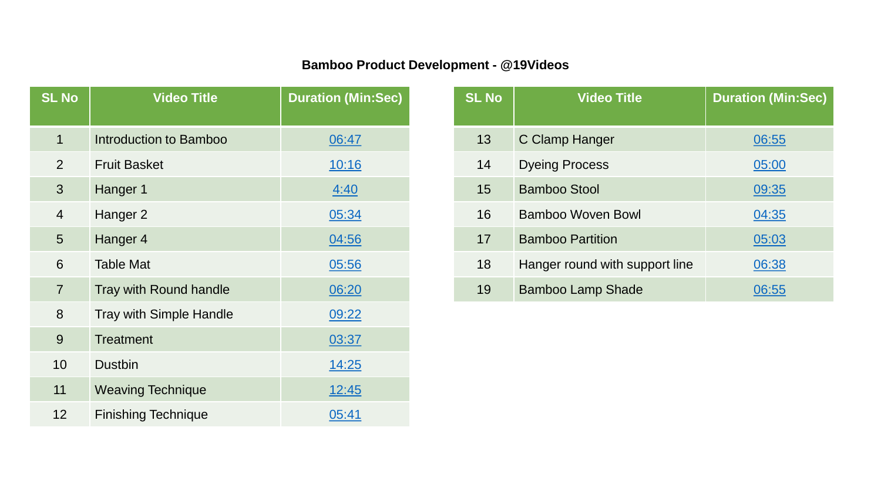**Bamboo Product Development - @19Videos**

| SL No | Video Title | Duration (Min:Sec) |
|---|---|---|
| 1 | Introduction to Bamboo | 06:47 |
| 2 | Fruit Basket | 10:16 |
| 3 | Hanger 1 | 4:40 |
| 4 | Hanger 2 | 05:34 |
| 5 | Hanger 4 | 04:56 |
| 6 | Table Mat | 05:56 |
| 7 | Tray with Round handle | 06:20 |
| 8 | Tray with Simple Handle | 09:22 |
| 9 | Treatment | 03:37 |
| 10 | Dustbin | 14:25 |
| 11 | Weaving Technique | 12:45 |
| 12 | Finishing Technique | 05:41 |

| SL No | Video Title | Duration (Min:Sec) |
|---|---|---|
| 13 | C Clamp Hanger | 06:55 |
| 14 | Dyeing Process | 05:00 |
| 15 | Bamboo Stool | 09:35 |
| 16 | Bamboo Woven Bowl | 04:35 |
| 17 | Bamboo Partition | 05:03 |
| 18 | Hanger round with support line | 06:38 |
| 19 | Bamboo Lamp Shade | 06:55 |